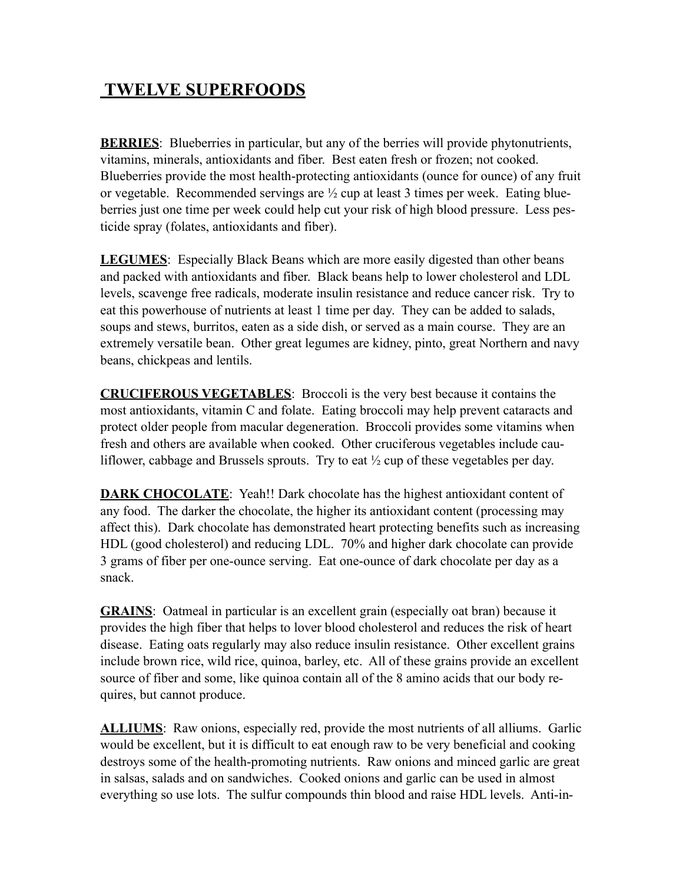# TWELVE SUPERFOODS

**BERRIES**: Blueberries in particular, but any of the berries will provide phytonutrients, vitamins, minerals, antioxidants and fiber. Best eaten fresh or frozen; not cooked. Blueberries provide the most health-protecting antioxidants (ounce for ounce) of any fruit or vegetable. Recommended servings are ½ cup at least 3 times per week. Eating blueberries just one time per week could help cut your risk of high blood pressure. Less pesticide spray (folates, antioxidants and fiber).

**LEGUMES**: Especially Black Beans which are more easily digested than other beans and packed with antioxidants and fiber. Black beans help to lower cholesterol and LDL levels, scavenge free radicals, moderate insulin resistance and reduce cancer risk. Try to eat this powerhouse of nutrients at least 1 time per day. They can be added to salads, soups and stews, burritos, eaten as a side dish, or served as a main course. They are an extremely versatile bean. Other great legumes are kidney, pinto, great Northern and navy beans, chickpeas and lentils.

**CRUCIFEROUS VEGETABLES**: Broccoli is the very best because it contains the most antioxidants, vitamin C and folate. Eating broccoli may help prevent cataracts and protect older people from macular degeneration. Broccoli provides some vitamins when fresh and others are available when cooked. Other cruciferous vegetables include cauliflower, cabbage and Brussels sprouts. Try to eat ½ cup of these vegetables per day.

**DARK CHOCOLATE**: Yeah!! Dark chocolate has the highest antioxidant content of any food. The darker the chocolate, the higher its antioxidant content (processing may affect this). Dark chocolate has demonstrated heart protecting benefits such as increasing HDL (good cholesterol) and reducing LDL. 70% and higher dark chocolate can provide 3 grams of fiber per one-ounce serving. Eat one-ounce of dark chocolate per day as a snack.

**GRAINS**: Oatmeal in particular is an excellent grain (especially oat bran) because it provides the high fiber that helps to lover blood cholesterol and reduces the risk of heart disease. Eating oats regularly may also reduce insulin resistance. Other excellent grains include brown rice, wild rice, quinoa, barley, etc. All of these grains provide an excellent source of fiber and some, like quinoa contain all of the 8 amino acids that our body requires, but cannot produce.

**ALLIUMS**: Raw onions, especially red, provide the most nutrients of all alliums. Garlic would be excellent, but it is difficult to eat enough raw to be very beneficial and cooking destroys some of the health-promoting nutrients. Raw onions and minced garlic are great in salsas, salads and on sandwiches. Cooked onions and garlic can be used in almost everything so use lots. The sulfur compounds thin blood and raise HDL levels. Anti-in-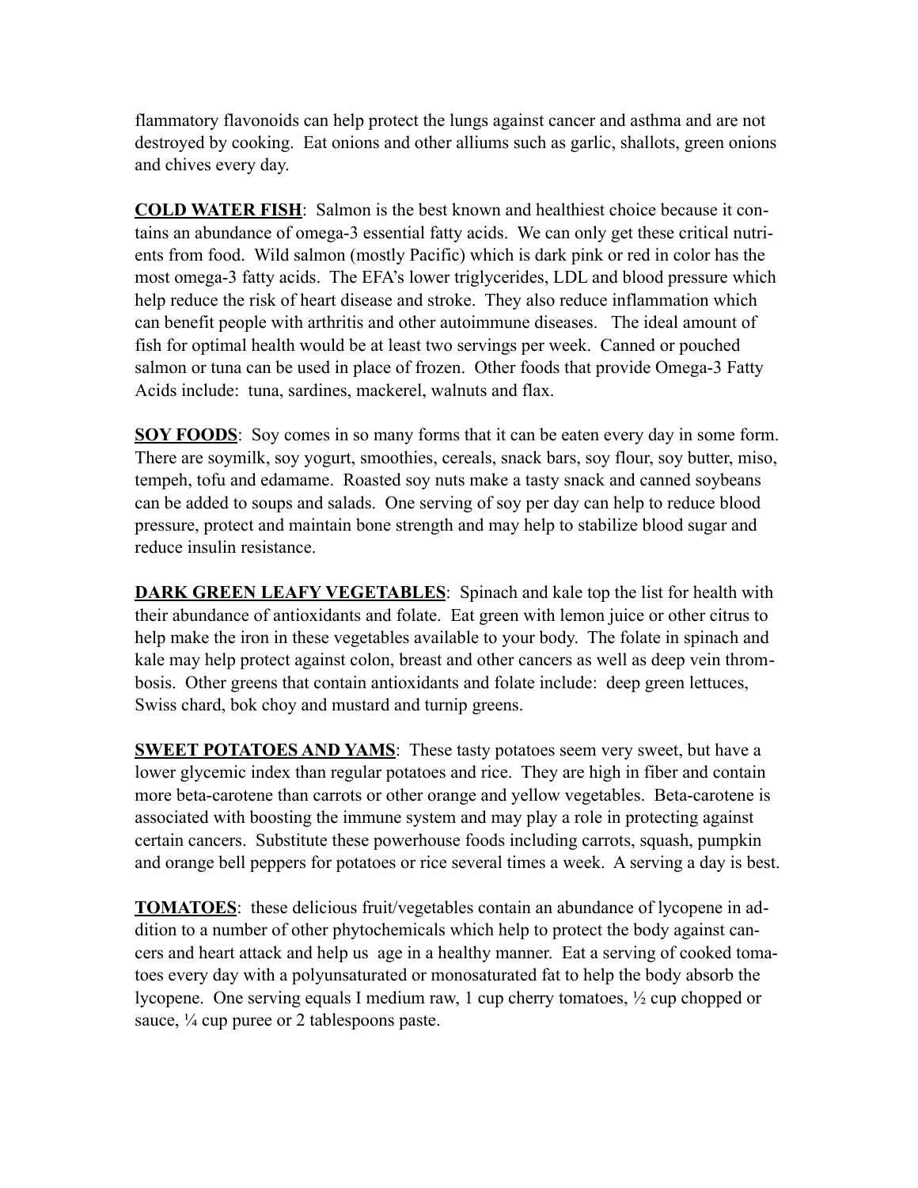flammatory flavonoids can help protect the lungs against cancer and asthma and are not destroyed by cooking. Eat onions and other alliums such as garlic, shallots, green onions and chives every day.

**COLD WATER FISH**: Salmon is the best known and healthiest choice because it contains an abundance of omega-3 essential fatty acids. We can only get these critical nutrients from food. Wild salmon (mostly Pacific) which is dark pink or red in color has the most omega-3 fatty acids. The EFA's lower triglycerides, LDL and blood pressure which help reduce the risk of heart disease and stroke. They also reduce inflammation which can benefit people with arthritis and other autoimmune diseases. The ideal amount of fish for optimal health would be at least two servings per week. Canned or pouched salmon or tuna can be used in place of frozen. Other foods that provide Omega-3 Fatty Acids include: tuna, sardines, mackerel, walnuts and flax.

**SOY FOODS**: Soy comes in so many forms that it can be eaten every day in some form. There are soymilk, soy yogurt, smoothies, cereals, snack bars, soy flour, soy butter, miso, tempeh, tofu and edamame. Roasted soy nuts make a tasty snack and canned soybeans can be added to soups and salads. One serving of soy per day can help to reduce blood pressure, protect and maintain bone strength and may help to stabilize blood sugar and reduce insulin resistance.

**DARK GREEN LEAFY VEGETABLES**: Spinach and kale top the list for health with their abundance of antioxidants and folate. Eat green with lemon juice or other citrus to help make the iron in these vegetables available to your body. The folate in spinach and kale may help protect against colon, breast and other cancers as well as deep vein thrombosis. Other greens that contain antioxidants and folate include: deep green lettuces, Swiss chard, bok choy and mustard and turnip greens.

**SWEET POTATOES AND YAMS**: These tasty potatoes seem very sweet, but have a lower glycemic index than regular potatoes and rice. They are high in fiber and contain more beta-carotene than carrots or other orange and yellow vegetables. Beta-carotene is associated with boosting the immune system and may play a role in protecting against certain cancers. Substitute these powerhouse foods including carrots, squash, pumpkin and orange bell peppers for potatoes or rice several times a week. A serving a day is best.

**TOMATOES**: these delicious fruit/vegetables contain an abundance of lycopene in addition to a number of other phytochemicals which help to protect the body against cancers and heart attack and help us age in a healthy manner. Eat a serving of cooked tomatoes every day with a polyunsaturated or monosaturated fat to help the body absorb the lycopene. One serving equals I medium raw, 1 cup cherry tomatoes, ½ cup chopped or sauce, ¼ cup puree or 2 tablespoons paste.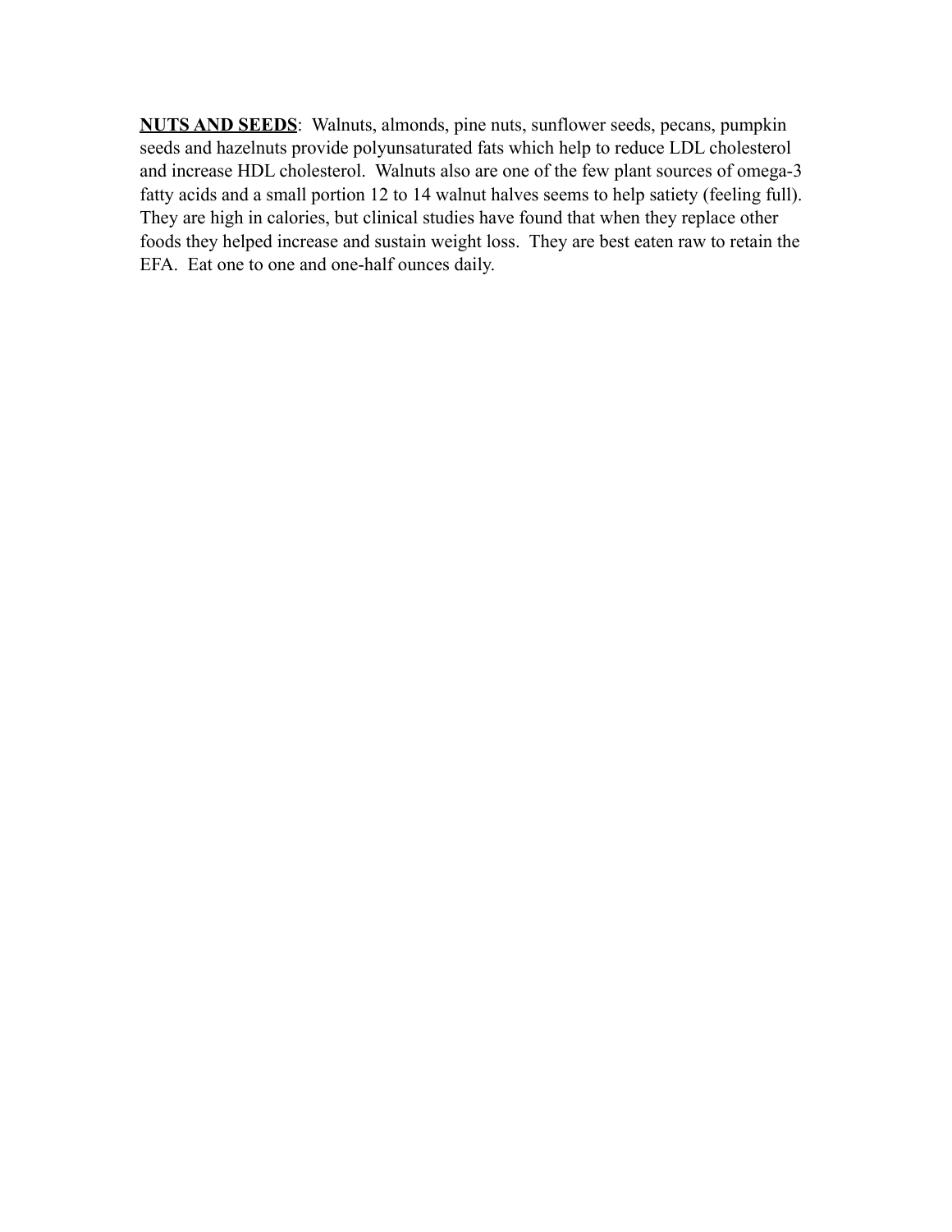**<u>NUTS AND SEEDS</u>**: Walnuts, almonds, pine nuts, sunflower seeds, pecans, pumpkin seeds and hazelnuts provide polyunsaturated fats which help to reduce LDL cholesterol and increase HDL cholesterol. Walnuts also are one of the few plant sources of omega-3 fatty acids and a small portion 12 to 14 walnut halves seems to help satiety (feeling full). They are high in calories, but clinical studies have found that when they replace other foods they helped increase and sustain weight loss. They are best eaten raw to retain the EFA. Eat one to one and one-half ounces daily.